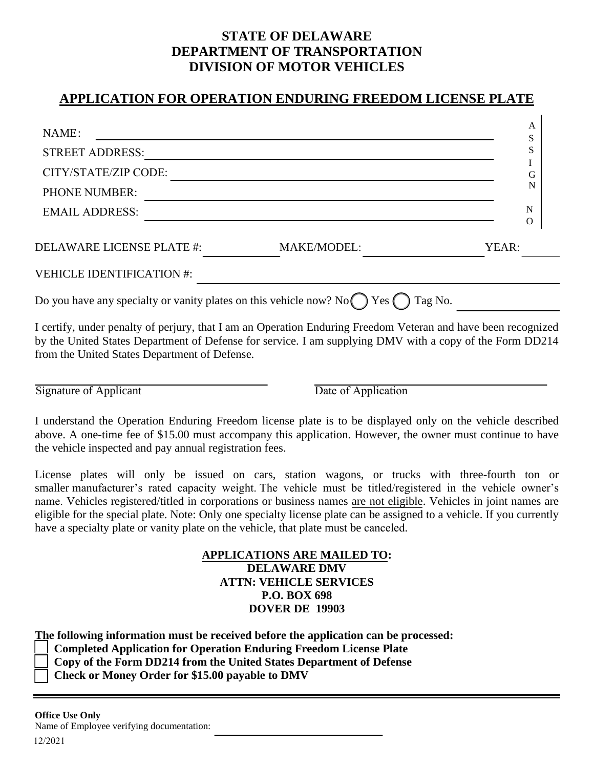# STATE OF DELAWARE
# DEPARTMENT OF TRANSPORTATION
# DIVISION OF MOTOR VEHICLES

## APPLICATION FOR OPERATION ENDURING FREEDOM LICENSE PLATE

NAME: ______________________________

STREET ADDRESS: ______________________________

CITY/STATE/ZIP CODE: ______________________________

PHONE NUMBER: ______________________________

EMAIL ADDRESS: ______________________________

ASSIGN NO

DELAWARE LICENSE PLATE #: ____________ MAKE/MODEL: ____________ YEAR: ______

VEHICLE IDENTIFICATION #: ______________________________

Do you have any specialty or vanity plates on this vehicle now? No ◯ Yes ◯ Tag No. ____________

I certify, under penalty of perjury, that I am an Operation Enduring Freedom Veteran and have been recognized by the United States Department of Defense for service. I am supplying DMV with a copy of the Form DD214 from the United States Department of Defense.

______________________________ Signature of Applicant

______________________________ Date of Application

I understand the Operation Enduring Freedom license plate is to be displayed only on the vehicle described above. A one-time fee of $15.00 must accompany this application. However, the owner must continue to have the vehicle inspected and pay annual registration fees.

License plates will only be issued on cars, station wagons, or trucks with three-fourth ton or smaller manufacturer's rated capacity weight. The vehicle must be titled/registered in the vehicle owner's name. Vehicles registered/titled in corporations or business names are not eligible. Vehicles in joint names are eligible for the special plate. Note: Only one specialty license plate can be assigned to a vehicle. If you currently have a specialty plate or vanity plate on the vehicle, that plate must be canceled.

**APPLICATIONS ARE MAILED TO:**
**DELAWARE DMV**
**ATTN: VEHICLE SERVICES**
**P.O. BOX 698**
**DOVER DE 19903**

**The following information must be received before the application can be processed:**

- ☐ **Completed Application for Operation Enduring Freedom License Plate**
- ☐ **Copy of the Form DD214 from the United States Department of Defense**
- ☐ **Check or Money Order for $15.00 payable to DMV**

---

**Office Use Only**

Name of Employee verifying documentation: ______________________________

12/2021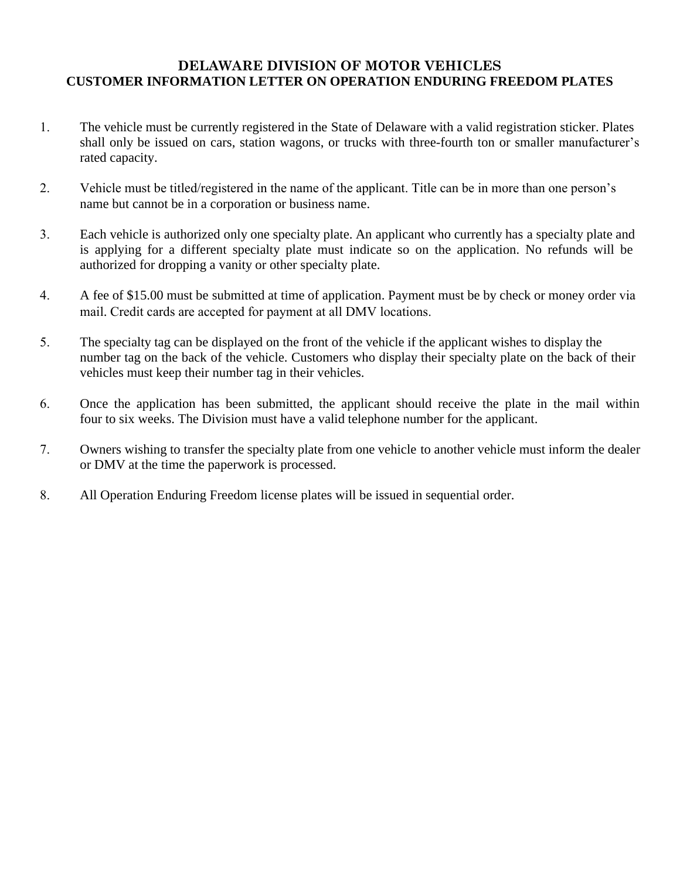# DELAWARE DIVISION OF MOTOR VEHICLES
## CUSTOMER INFORMATION LETTER ON OPERATION ENDURING FREEDOM PLATES

1. The vehicle must be currently registered in the State of Delaware with a valid registration sticker. Plates shall only be issued on cars, station wagons, or trucks with three-fourth ton or smaller manufacturer's rated capacity.

2. Vehicle must be titled/registered in the name of the applicant. Title can be in more than one person's name but cannot be in a corporation or business name.

3. Each vehicle is authorized only one specialty plate. An applicant who currently has a specialty plate and is applying for a different specialty plate must indicate so on the application. No refunds will be authorized for dropping a vanity or other specialty plate.

4. A fee of $15.00 must be submitted at time of application. Payment must be by check or money order via mail. Credit cards are accepted for payment at all DMV locations.

5. The specialty tag can be displayed on the front of the vehicle if the applicant wishes to display the number tag on the back of the vehicle. Customers who display their specialty plate on the back of their vehicles must keep their number tag in their vehicles.

6. Once the application has been submitted, the applicant should receive the plate in the mail within four to six weeks. The Division must have a valid telephone number for the applicant.

7. Owners wishing to transfer the specialty plate from one vehicle to another vehicle must inform the dealer or DMV at the time the paperwork is processed.

8. All Operation Enduring Freedom license plates will be issued in sequential order.